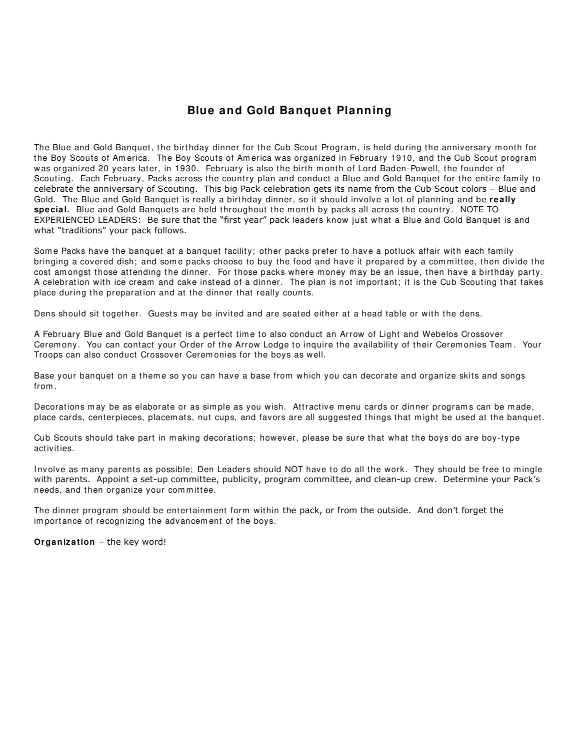# Blue and Gold Banquet Planning

The Blue and Gold Banquet, the birthday dinner for the Cub Scout Program, is held during the anniversary month for the Boy Scouts of America. The Boy Scouts of America was organized in February 1910, and the Cub Scout program was organized 20 years later, in 1930. February is also the birth month of Lord Baden-Powell, the founder of Scouting. Each February, Packs across the country plan and conduct a Blue and Gold Banquet for the entire family to celebrate the anniversary of Scouting. This big Pack celebration gets its name from the Cub Scout colors – Blue and Gold. The Blue and Gold Banquet is really a birthday dinner, so it should involve a lot of planning and be **really special.** Blue and Gold Banquets are held throughout the month by packs all across the country. NOTE TO EXPERIENCED LEADERS: Be sure that the "first year" pack leaders know just what a Blue and Gold Banquet is and what "traditions" your pack follows.

Some Packs have the banquet at a banquet facility; other packs prefer to have a potluck affair with each family bringing a covered dish; and some packs choose to buy the food and have it prepared by a committee, then divide the cost amongst those attending the dinner. For those packs where money may be an issue, then have a birthday party. A celebration with ice cream and cake instead of a dinner. The plan is not important; it is the Cub Scouting that takes place during the preparation and at the dinner that really counts.

Dens should sit together. Guests may be invited and are seated either at a head table or with the dens.

A February Blue and Gold Banquet is a perfect time to also conduct an Arrow of Light and Webelos Crossover Ceremony. You can contact your Order of the Arrow Lodge to inquire the availability of their Ceremonies Team. Your Troops can also conduct Crossover Ceremonies for the boys as well.

Base your banquet on a theme so you can have a base from which you can decorate and organize skits and songs from.

Decorations may be as elaborate or as simple as you wish. Attractive menu cards or dinner programs can be made, place cards, centerpieces, placemats, nut cups, and favors are all suggested things that might be used at the banquet.

Cub Scouts should take part in making decorations; however, please be sure that what the boys do are boy-type activities.

Involve as many parents as possible; Den Leaders should NOT have to do all the work. They should be free to mingle with parents. Appoint a set-up committee, publicity, program committee, and clean-up crew. Determine your Pack's needs, and then organize your committee.

The dinner program should be entertainment form within the pack, or from the outside. And don't forget the importance of recognizing the advancement of the boys.

**Organization** – the key word!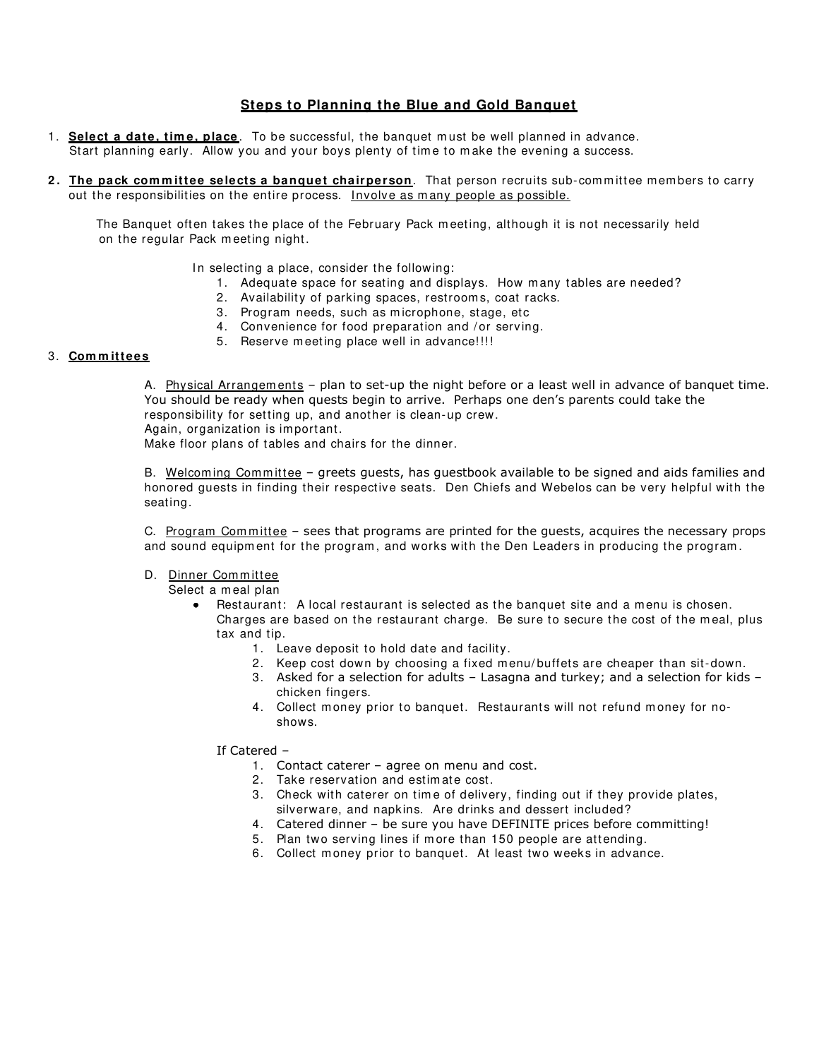## Steps to Planning the Blue and Gold Banquet

1. **Select a date, time, place**. To be successful, the banquet must be well planned in advance. Start planning early. Allow you and your boys plenty of time to make the evening a success.

2. **The pack committee selects a banquet chairperson**. That person recruits sub-committee members to carry out the responsibilities on the entire process. Involve as many people as possible.

   The Banquet often takes the place of the February Pack meeting, although it is not necessarily held on the regular Pack meeting night.

   In selecting a place, consider the following:
   1. Adequate space for seating and displays. How many tables are needed?
   2. Availability of parking spaces, restrooms, coat racks.
   3. Program needs, such as microphone, stage, etc
   4. Convenience for food preparation and /or serving.
   5. Reserve meeting place well in advance!!!!

3. **Committees**

   A. Physical Arrangements – plan to set-up the night before or a least well in advance of banquet time. You should be ready when quests begin to arrive. Perhaps one den's parents could take the responsibility for setting up, and another is clean-up crew.
   Again, organization is important.
   Make floor plans of tables and chairs for the dinner.

   B. Welcoming Committee – greets guests, has guestbook available to be signed and aids families and honored guests in finding their respective seats. Den Chiefs and Webelos can be very helpful with the seating.

   C. Program Committee – sees that programs are printed for the guests, acquires the necessary props and sound equipment for the program, and works with the Den Leaders in producing the program.

   D. Dinner Committee
   Select a meal plan
   - Restaurant: A local restaurant is selected as the banquet site and a menu is chosen. Charges are based on the restaurant charge. Be sure to secure the cost of the meal, plus tax and tip.
     1. Leave deposit to hold date and facility.
     2. Keep cost down by choosing a fixed menu/buffets are cheaper than sit-down.
     3. Asked for a selection for adults – Lasagna and turkey; and a selection for kids – chicken fingers.
     4. Collect money prior to banquet. Restaurants will not refund money for no-shows.

     If Catered –
     1. Contact caterer – agree on menu and cost.
     2. Take reservation and estimate cost.
     3. Check with caterer on time of delivery, finding out if they provide plates, silverware, and napkins. Are drinks and dessert included?
     4. Catered dinner – be sure you have DEFINITE prices before committing!
     5. Plan two serving lines if more than 150 people are attending.
     6. Collect money prior to banquet. At least two weeks in advance.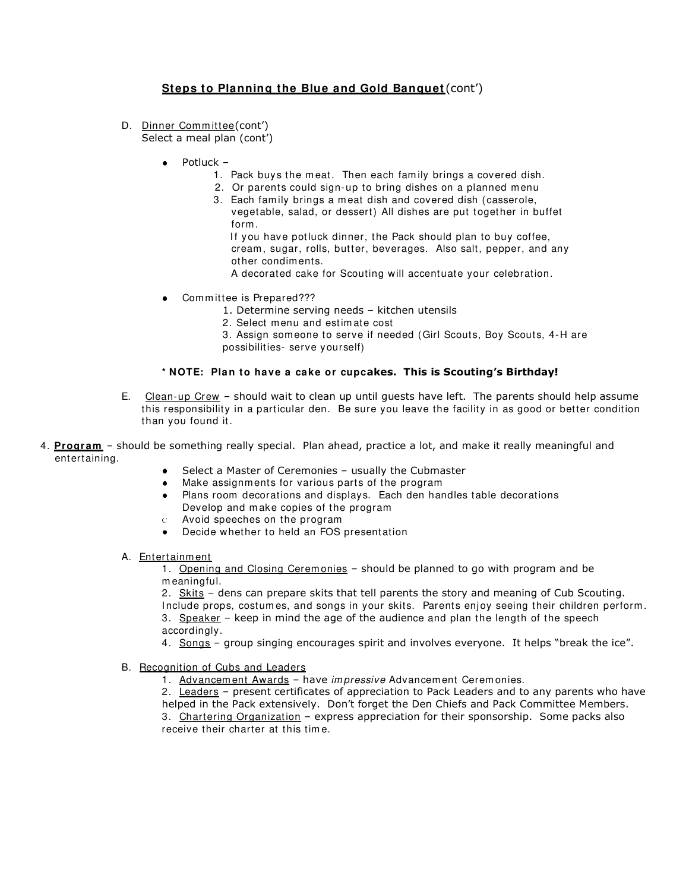## **Steps to Planning the Blue and Gold Banquet** (cont')

D. Dinner Committee (cont')
Select a meal plan (cont')

- Potluck –
  1. Pack buys the meat. Then each family brings a covered dish.
  2. Or parents could sign-up to bring dishes on a planned menu
  3. Each family brings a meat dish and covered dish (casserole, vegetable, salad, or dessert) All dishes are put together in buffet form.

     If you have potluck dinner, the Pack should plan to buy coffee, cream, sugar, rolls, butter, beverages. Also salt, pepper, and any other condiments.

     A decorated cake for Scouting will accentuate your celebration.

- Committee is Prepared???
  1. Determine serving needs – kitchen utensils
  2. Select menu and estimate cost
  3. Assign someone to serve if needed (Girl Scouts, Boy Scouts, 4-H are possibilities- serve yourself)

**\* NOTE: Plan to have a cake or cupcakes. This is Scouting's Birthday!**

E. Clean-up Crew – should wait to clean up until guests have left. The parents should help assume this responsibility in a particular den. Be sure you leave the facility in as good or better condition than you found it.

4. **Program** – should be something really special. Plan ahead, practice a lot, and make it really meaningful and entertaining.

- Select a Master of Ceremonies – usually the Cubmaster
- Make assignments for various parts of the program
- Plans room decorations and displays. Each den handles table decorations
  Develop and make copies of the program
- Avoid speeches on the program
- Decide whether to held an FOS presentation

A. Entertainment

1. Opening and Closing Ceremonies – should be planned to go with program and be meaningful.
2. Skits – dens can prepare skits that tell parents the story and meaning of Cub Scouting. Include props, costumes, and songs in your skits. Parents enjoy seeing their children perform.
3. Speaker – keep in mind the age of the audience and plan the length of the speech accordingly.
4. Songs – group singing encourages spirit and involves everyone. It helps "break the ice".

B. Recognition of Cubs and Leaders

1. Advancement Awards – have *impressive* Advancement Ceremonies.
2. Leaders – present certificates of appreciation to Pack Leaders and to any parents who have helped in the Pack extensively. Don't forget the Den Chiefs and Pack Committee Members.
3. Chartering Organization – express appreciation for their sponsorship. Some packs also receive their charter at this time.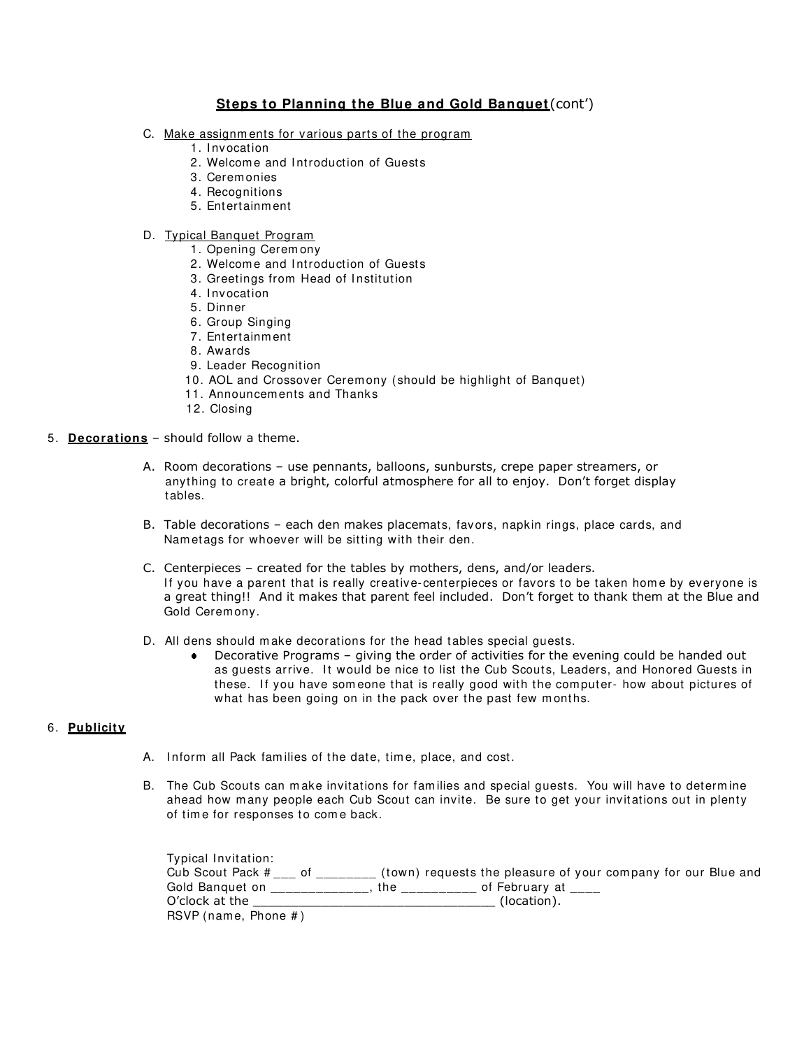## Steps to Planning the Blue and Gold Banquet(cont')

C. Make assignments for various parts of the program
   1. Invocation
   2. Welcome and Introduction of Guests
   3. Ceremonies
   4. Recognitions
   5. Entertainment

D. Typical Banquet Program
   1. Opening Ceremony
   2. Welcome and Introduction of Guests
   3. Greetings from Head of Institution
   4. Invocation
   5. Dinner
   6. Group Singing
   7. Entertainment
   8. Awards
   9. Leader Recognition
   10. AOL and Crossover Ceremony (should be highlight of Banquet)
   11. Announcements and Thanks
   12. Closing

5. **Decorations** – should follow a theme.

   A. Room decorations – use pennants, balloons, sunbursts, crepe paper streamers, or anything to create a bright, colorful atmosphere for all to enjoy. Don't forget display tables.

   B. Table decorations – each den makes placemats, favors, napkin rings, place cards, and Nametags for whoever will be sitting with their den.

   C. Centerpieces – created for the tables by mothers, dens, and/or leaders. If you have a parent that is really creative-centerpieces or favors to be taken home by everyone is a great thing!! And it makes that parent feel included. Don't forget to thank them at the Blue and Gold Ceremony.

   D. All dens should make decorations for the head tables special guests.
      - Decorative Programs – giving the order of activities for the evening could be handed out as guests arrive. It would be nice to list the Cub Scouts, Leaders, and Honored Guests in these. If you have someone that is really good with the computer- how about pictures of what has been going on in the pack over the past few months.

6. **Publicity**

   A. Inform all Pack families of the date, time, place, and cost.

   B. The Cub Scouts can make invitations for families and special guests. You will have to determine ahead how many people each Cub Scout can invite. Be sure to get your invitations out in plenty of time for responses to come back.

   Typical Invitation:
   Cub Scout Pack # ___ of ________ (town) requests the pleasure of your company for our Blue and Gold Banquet on _____________, the __________ of February at ____ O'clock at the _________________________________ (location).
   RSVP (name, Phone #)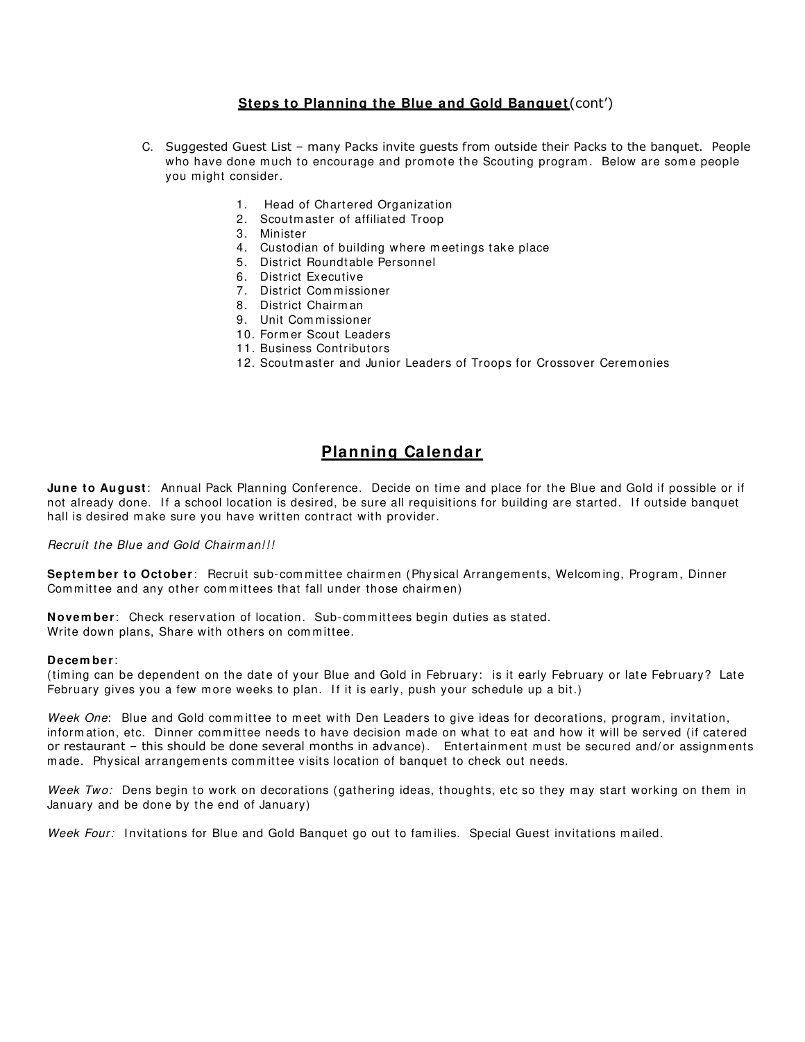## **Steps to Planning the Blue and Gold Banquet**(cont')

C. Suggested Guest List – many Packs invite guests from outside their Packs to the banquet. People who have done much to encourage and promote the Scouting program. Below are some people you might consider.

1. Head of Chartered Organization
2. Scoutmaster of affiliated Troop
3. Minister
4. Custodian of building where meetings take place
5. District Roundtable Personnel
6. District Executive
7. District Commissioner
8. District Chairman
9. Unit Commissioner
10. Former Scout Leaders
11. Business Contributors
12. Scoutmaster and Junior Leaders of Troops for Crossover Ceremonies

## **Planning Calendar**

**June to August**: Annual Pack Planning Conference. Decide on time and place for the Blue and Gold if possible or if not already done. If a school location is desired, be sure all requisitions for building are started. If outside banquet hall is desired make sure you have written contract with provider.

*Recruit the Blue and Gold Chairman!!!*

**September to October**: Recruit sub-committee chairmen (Physical Arrangements, Welcoming, Program, Dinner Committee and any other committees that fall under those chairmen)

**November**: Check reservation of location. Sub-committees begin duties as stated.
Write down plans, Share with others on committee.

**December**:
(timing can be dependent on the date of your Blue and Gold in February: is it early February or late February? Late February gives you a few more weeks to plan. If it is early, push your schedule up a bit.)

*Week One*: Blue and Gold committee to meet with Den Leaders to give ideas for decorations, program, invitation, information, etc. Dinner committee needs to have decision made on what to eat and how it will be served (if catered or restaurant – this should be done several months in advance). Entertainment must be secured and/or assignments made. Physical arrangements committee visits location of banquet to check out needs.

*Week Two:* Dens begin to work on decorations (gathering ideas, thoughts, etc so they may start working on them in January and be done by the end of January)

*Week Four:* Invitations for Blue and Gold Banquet go out to families. Special Guest invitations mailed.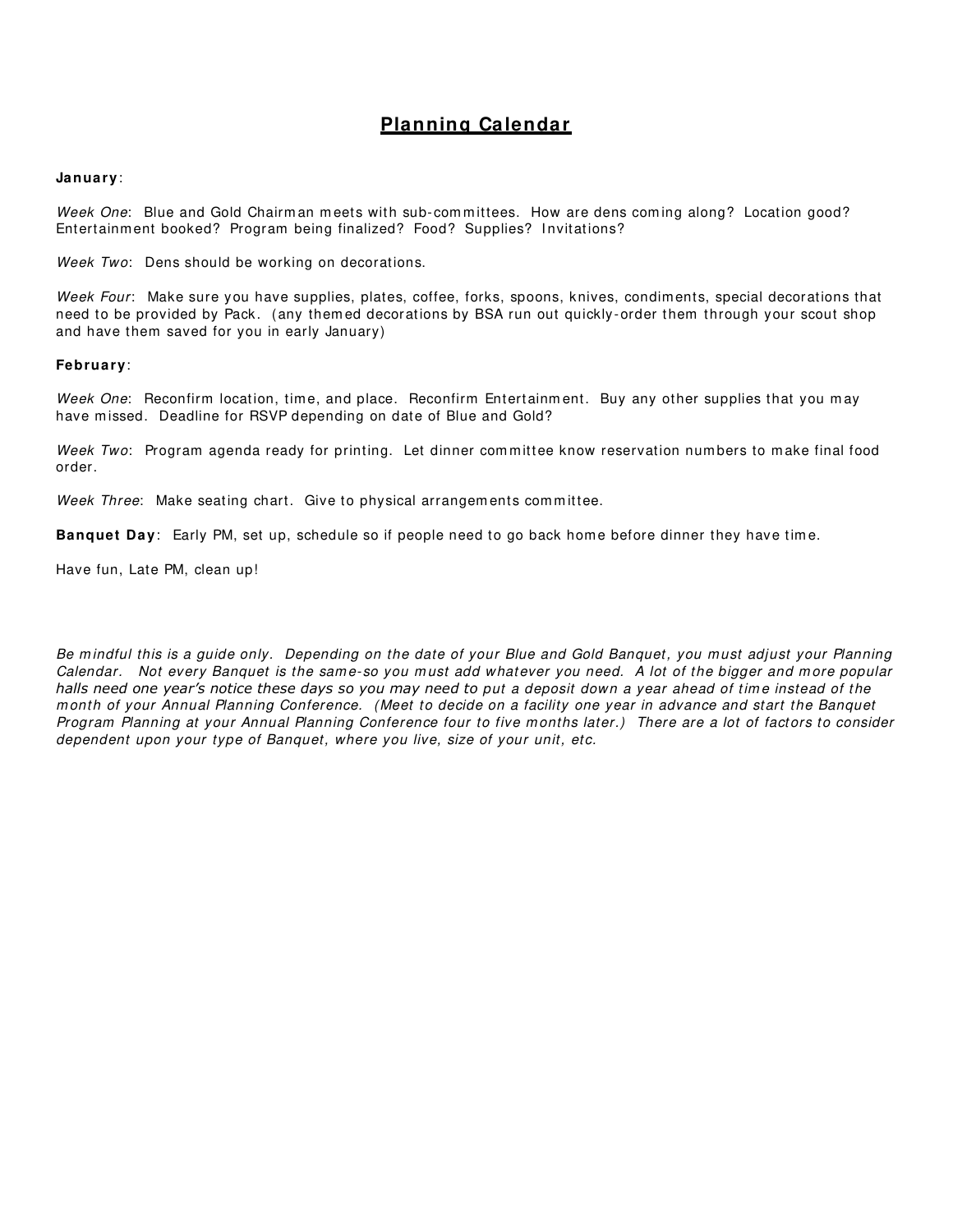# Planning Calendar

**January**:

*Week One*: Blue and Gold Chairman meets with sub-committees. How are dens coming along? Location good? Entertainment booked? Program being finalized? Food? Supplies? Invitations?

*Week Two*: Dens should be working on decorations.

*Week Four*: Make sure you have supplies, plates, coffee, forks, spoons, knives, condiments, special decorations that need to be provided by Pack. (any themed decorations by BSA run out quickly-order them through your scout shop and have them saved for you in early January)

**February**:

*Week One*: Reconfirm location, time, and place. Reconfirm Entertainment. Buy any other supplies that you may have missed. Deadline for RSVP depending on date of Blue and Gold?

*Week Two*: Program agenda ready for printing. Let dinner committee know reservation numbers to make final food order.

*Week Three*: Make seating chart. Give to physical arrangements committee.

**Banquet Day**: Early PM, set up, schedule so if people need to go back home before dinner they have time.

Have fun, Late PM, clean up!

*Be mindful this is a guide only. Depending on the date of your Blue and Gold Banquet, you must adjust your Planning Calendar. Not every Banquet is the same-so you must add whatever you need. A lot of the bigger and more popular halls need one year's notice these days so you may need to put a deposit down a year ahead of time instead of the month of your Annual Planning Conference. (Meet to decide on a facility one year in advance and start the Banquet Program Planning at your Annual Planning Conference four to five months later.) There are a lot of factors to consider dependent upon your type of Banquet, where you live, size of your unit, etc.*